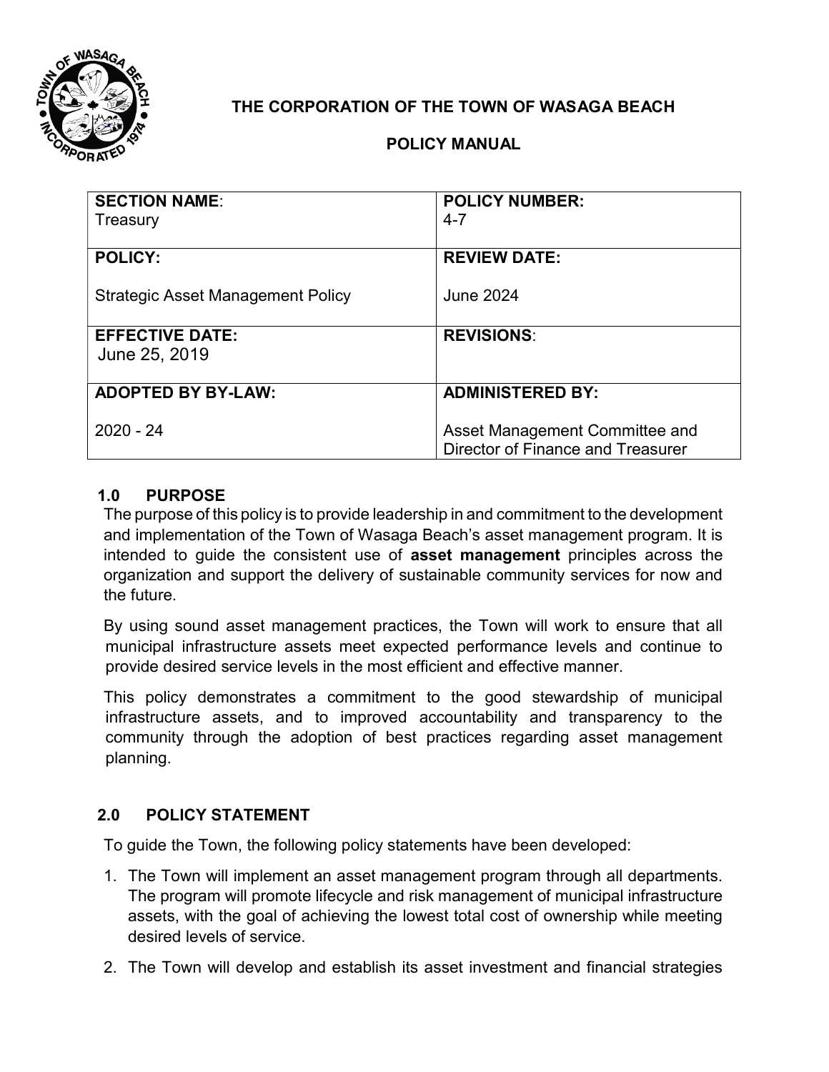**THE CORPORATION OF THE TOWN OF WASAGA BEACH**

**POLICY MANUAL**

| **SECTION NAME**: Treasury | **POLICY NUMBER:** 4-7 |
|---|---|
| **POLICY:** Strategic Asset Management Policy | **REVIEW DATE:** June 2024 |
| **EFFECTIVE DATE:** June 25, 2019 | **REVISIONS**: |
| **ADOPTED BY BY-LAW:** 2020 - 24 | **ADMINISTERED BY:** Asset Management Committee and Director of Finance and Treasurer |

## 1.0 PURPOSE

The purpose of this policy is to provide leadership in and commitment to the development and implementation of the Town of Wasaga Beach's asset management program. It is intended to guide the consistent use of **asset management** principles across the organization and support the delivery of sustainable community services for now and the future.

By using sound asset management practices, the Town will work to ensure that all municipal infrastructure assets meet expected performance levels and continue to provide desired service levels in the most efficient and effective manner.

This policy demonstrates a commitment to the good stewardship of municipal infrastructure assets, and to improved accountability and transparency to the community through the adoption of best practices regarding asset management planning.

## 2.0 POLICY STATEMENT

To guide the Town, the following policy statements have been developed:

1. The Town will implement an asset management program through all departments. The program will promote lifecycle and risk management of municipal infrastructure assets, with the goal of achieving the lowest total cost of ownership while meeting desired levels of service.
2. The Town will develop and establish its asset investment and financial strategies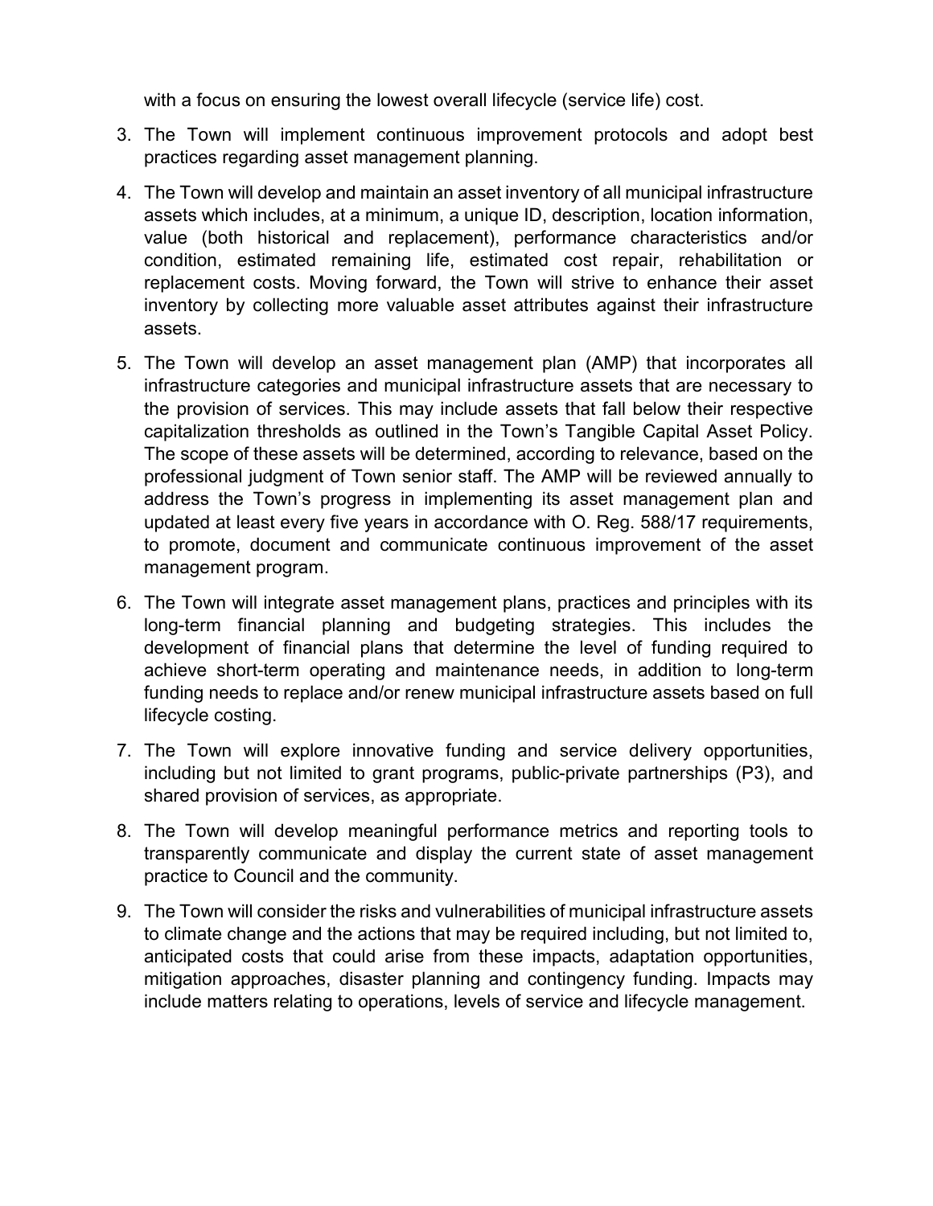with a focus on ensuring the lowest overall lifecycle (service life) cost.

3. The Town will implement continuous improvement protocols and adopt best practices regarding asset management planning.

4. The Town will develop and maintain an asset inventory of all municipal infrastructure assets which includes, at a minimum, a unique ID, description, location information, value (both historical and replacement), performance characteristics and/or condition, estimated remaining life, estimated cost repair, rehabilitation or replacement costs. Moving forward, the Town will strive to enhance their asset inventory by collecting more valuable asset attributes against their infrastructure assets.

5. The Town will develop an asset management plan (AMP) that incorporates all infrastructure categories and municipal infrastructure assets that are necessary to the provision of services. This may include assets that fall below their respective capitalization thresholds as outlined in the Town's Tangible Capital Asset Policy. The scope of these assets will be determined, according to relevance, based on the professional judgment of Town senior staff. The AMP will be reviewed annually to address the Town's progress in implementing its asset management plan and updated at least every five years in accordance with O. Reg. 588/17 requirements, to promote, document and communicate continuous improvement of the asset management program.

6. The Town will integrate asset management plans, practices and principles with its long-term financial planning and budgeting strategies. This includes the development of financial plans that determine the level of funding required to achieve short-term operating and maintenance needs, in addition to long-term funding needs to replace and/or renew municipal infrastructure assets based on full lifecycle costing.

7. The Town will explore innovative funding and service delivery opportunities, including but not limited to grant programs, public-private partnerships (P3), and shared provision of services, as appropriate.

8. The Town will develop meaningful performance metrics and reporting tools to transparently communicate and display the current state of asset management practice to Council and the community.

9. The Town will consider the risks and vulnerabilities of municipal infrastructure assets to climate change and the actions that may be required including, but not limited to, anticipated costs that could arise from these impacts, adaptation opportunities, mitigation approaches, disaster planning and contingency funding. Impacts may include matters relating to operations, levels of service and lifecycle management.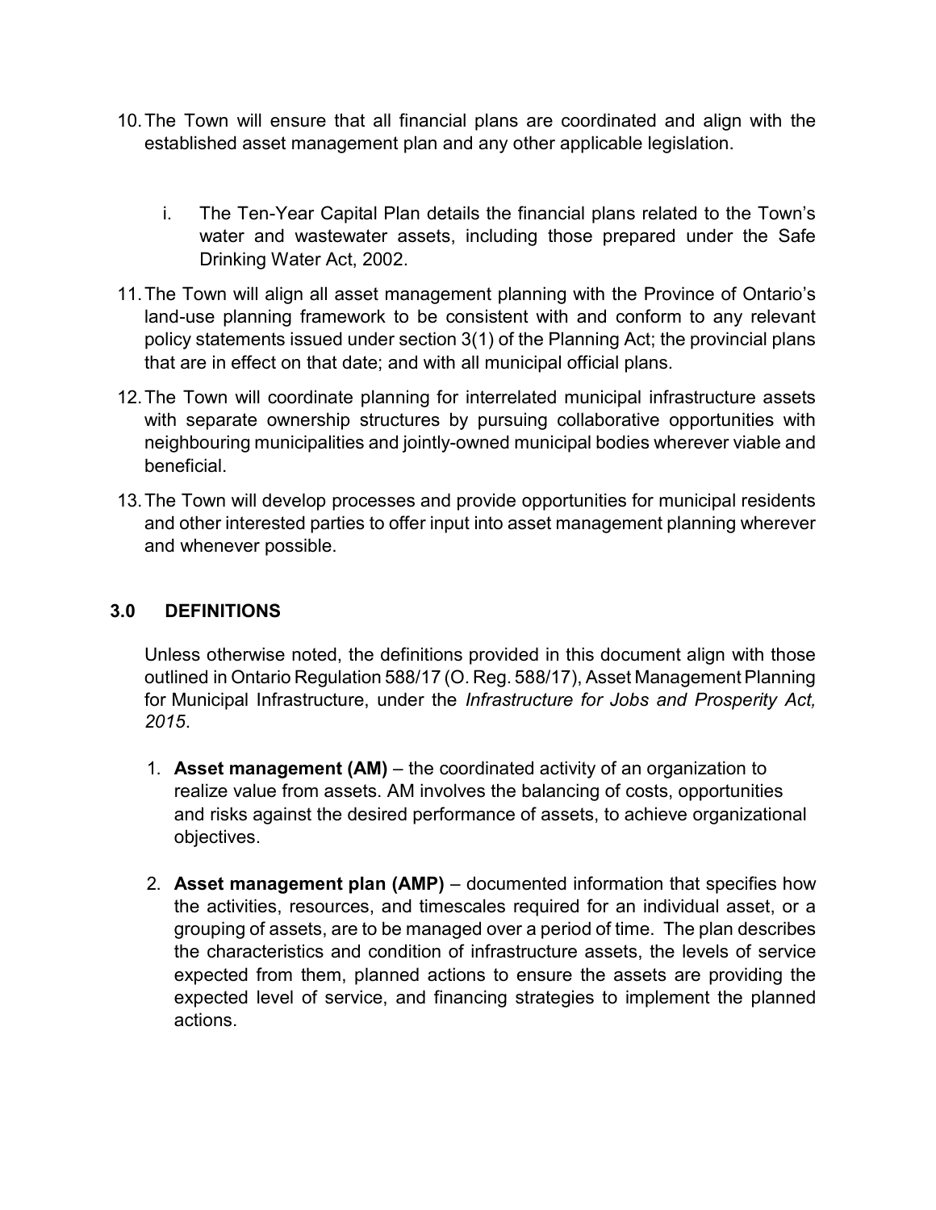10. The Town will ensure that all financial plans are coordinated and align with the established asset management plan and any other applicable legislation.

    i. The Ten-Year Capital Plan details the financial plans related to the Town's water and wastewater assets, including those prepared under the Safe Drinking Water Act, 2002.

11. The Town will align all asset management planning with the Province of Ontario's land-use planning framework to be consistent with and conform to any relevant policy statements issued under section 3(1) of the Planning Act; the provincial plans that are in effect on that date; and with all municipal official plans.

12. The Town will coordinate planning for interrelated municipal infrastructure assets with separate ownership structures by pursuing collaborative opportunities with neighbouring municipalities and jointly-owned municipal bodies wherever viable and beneficial.

13. The Town will develop processes and provide opportunities for municipal residents and other interested parties to offer input into asset management planning wherever and whenever possible.

## 3.0 DEFINITIONS

Unless otherwise noted, the definitions provided in this document align with those outlined in Ontario Regulation 588/17 (O. Reg. 588/17), Asset Management Planning for Municipal Infrastructure, under the *Infrastructure for Jobs and Prosperity Act, 2015*.

1. **Asset management (AM)** – the coordinated activity of an organization to realize value from assets. AM involves the balancing of costs, opportunities and risks against the desired performance of assets, to achieve organizational objectives.

2. **Asset management plan (AMP)** – documented information that specifies how the activities, resources, and timescales required for an individual asset, or a grouping of assets, are to be managed over a period of time. The plan describes the characteristics and condition of infrastructure assets, the levels of service expected from them, planned actions to ensure the assets are providing the expected level of service, and financing strategies to implement the planned actions.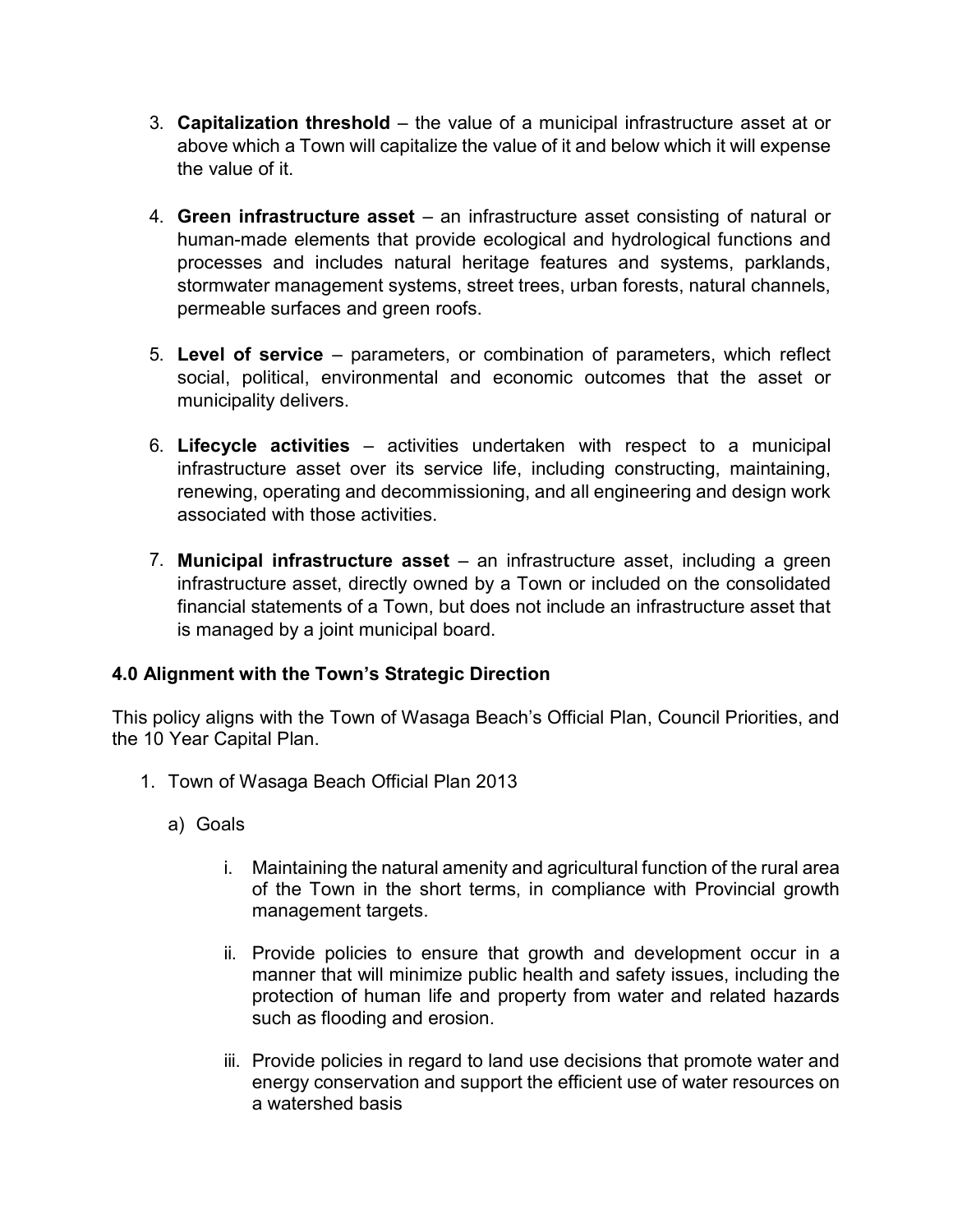3. **Capitalization threshold** – the value of a municipal infrastructure asset at or above which a Town will capitalize the value of it and below which it will expense the value of it.

4. **Green infrastructure asset** – an infrastructure asset consisting of natural or human-made elements that provide ecological and hydrological functions and processes and includes natural heritage features and systems, parklands, stormwater management systems, street trees, urban forests, natural channels, permeable surfaces and green roofs.

5. **Level of service** – parameters, or combination of parameters, which reflect social, political, environmental and economic outcomes that the asset or municipality delivers.

6. **Lifecycle activities** – activities undertaken with respect to a municipal infrastructure asset over its service life, including constructing, maintaining, renewing, operating and decommissioning, and all engineering and design work associated with those activities.

7. **Municipal infrastructure asset** – an infrastructure asset, including a green infrastructure asset, directly owned by a Town or included on the consolidated financial statements of a Town, but does not include an infrastructure asset that is managed by a joint municipal board.

### 4.0 Alignment with the Town's Strategic Direction

This policy aligns with the Town of Wasaga Beach's Official Plan, Council Priorities, and the 10 Year Capital Plan.

1. Town of Wasaga Beach Official Plan 2013

   a) Goals

      i. Maintaining the natural amenity and agricultural function of the rural area of the Town in the short terms, in compliance with Provincial growth management targets.

      ii. Provide policies to ensure that growth and development occur in a manner that will minimize public health and safety issues, including the protection of human life and property from water and related hazards such as flooding and erosion.

      iii. Provide policies in regard to land use decisions that promote water and energy conservation and support the efficient use of water resources on a watershed basis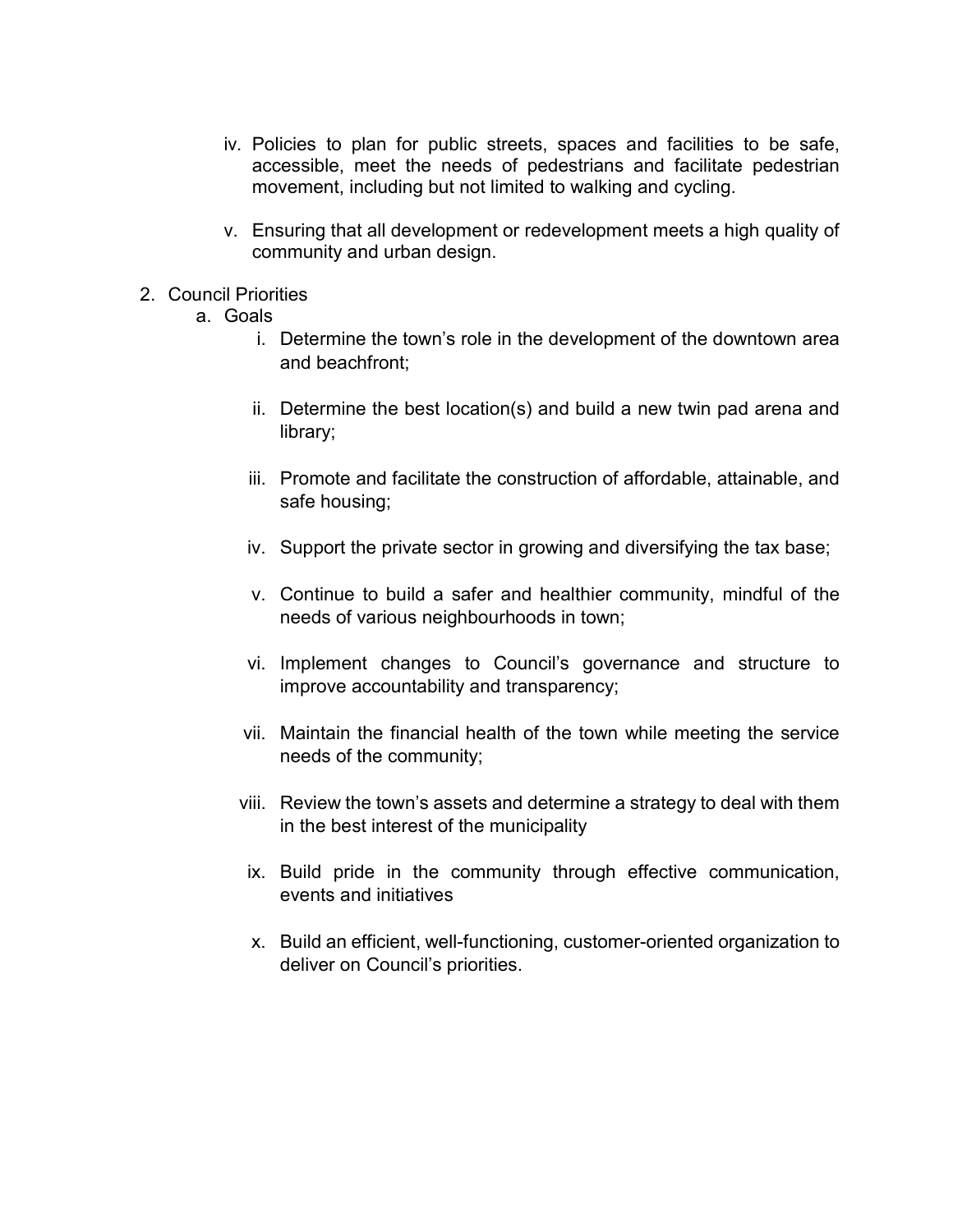iv. Policies to plan for public streets, spaces and facilities to be safe, accessible, meet the needs of pedestrians and facilitate pedestrian movement, including but not limited to walking and cycling.

v. Ensuring that all development or redevelopment meets a high quality of community and urban design.

2. Council Priorities
   a. Goals
      i. Determine the town's role in the development of the downtown area and beachfront;

      ii. Determine the best location(s) and build a new twin pad arena and library;

      iii. Promote and facilitate the construction of affordable, attainable, and safe housing;

      iv. Support the private sector in growing and diversifying the tax base;

      v. Continue to build a safer and healthier community, mindful of the needs of various neighbourhoods in town;

      vi. Implement changes to Council's governance and structure to improve accountability and transparency;

      vii. Maintain the financial health of the town while meeting the service needs of the community;

      viii. Review the town's assets and determine a strategy to deal with them in the best interest of the municipality

      ix. Build pride in the community through effective communication, events and initiatives

      x. Build an efficient, well-functioning, customer-oriented organization to deliver on Council's priorities.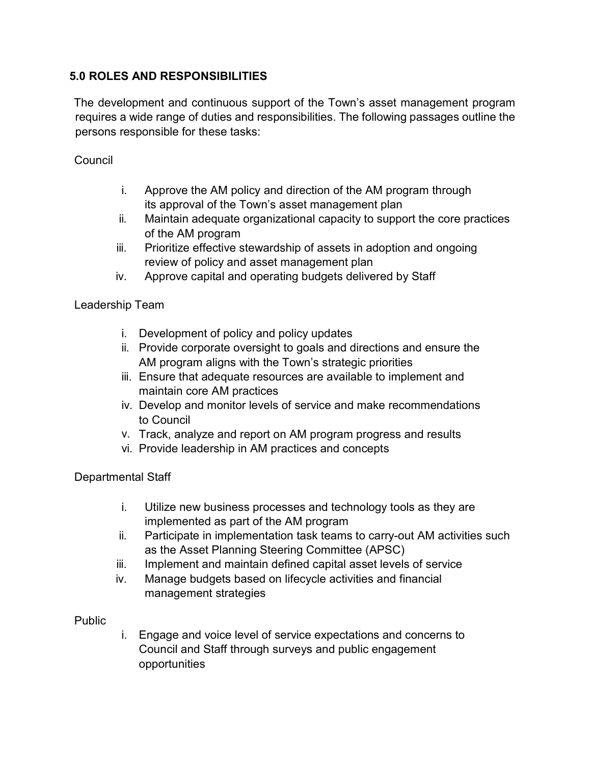## 5.0 ROLES AND RESPONSIBILITIES

The development and continuous support of the Town's asset management program requires a wide range of duties and responsibilities. The following passages outline the persons responsible for these tasks:

Council

- i. Approve the AM policy and direction of the AM program through its approval of the Town's asset management plan
- ii. Maintain adequate organizational capacity to support the core practices of the AM program
- iii. Prioritize effective stewardship of assets in adoption and ongoing review of policy and asset management plan
- iv. Approve capital and operating budgets delivered by Staff

Leadership Team

- i. Development of policy and policy updates
- ii. Provide corporate oversight to goals and directions and ensure the AM program aligns with the Town's strategic priorities
- iii. Ensure that adequate resources are available to implement and maintain core AM practices
- iv. Develop and monitor levels of service and make recommendations to Council
- v. Track, analyze and report on AM program progress and results
- vi. Provide leadership in AM practices and concepts

Departmental Staff

- i. Utilize new business processes and technology tools as they are implemented as part of the AM program
- ii. Participate in implementation task teams to carry-out AM activities such as the Asset Planning Steering Committee (APSC)
- iii. Implement and maintain defined capital asset levels of service
- iv. Manage budgets based on lifecycle activities and financial management strategies

Public

- i. Engage and voice level of service expectations and concerns to Council and Staff through surveys and public engagement opportunities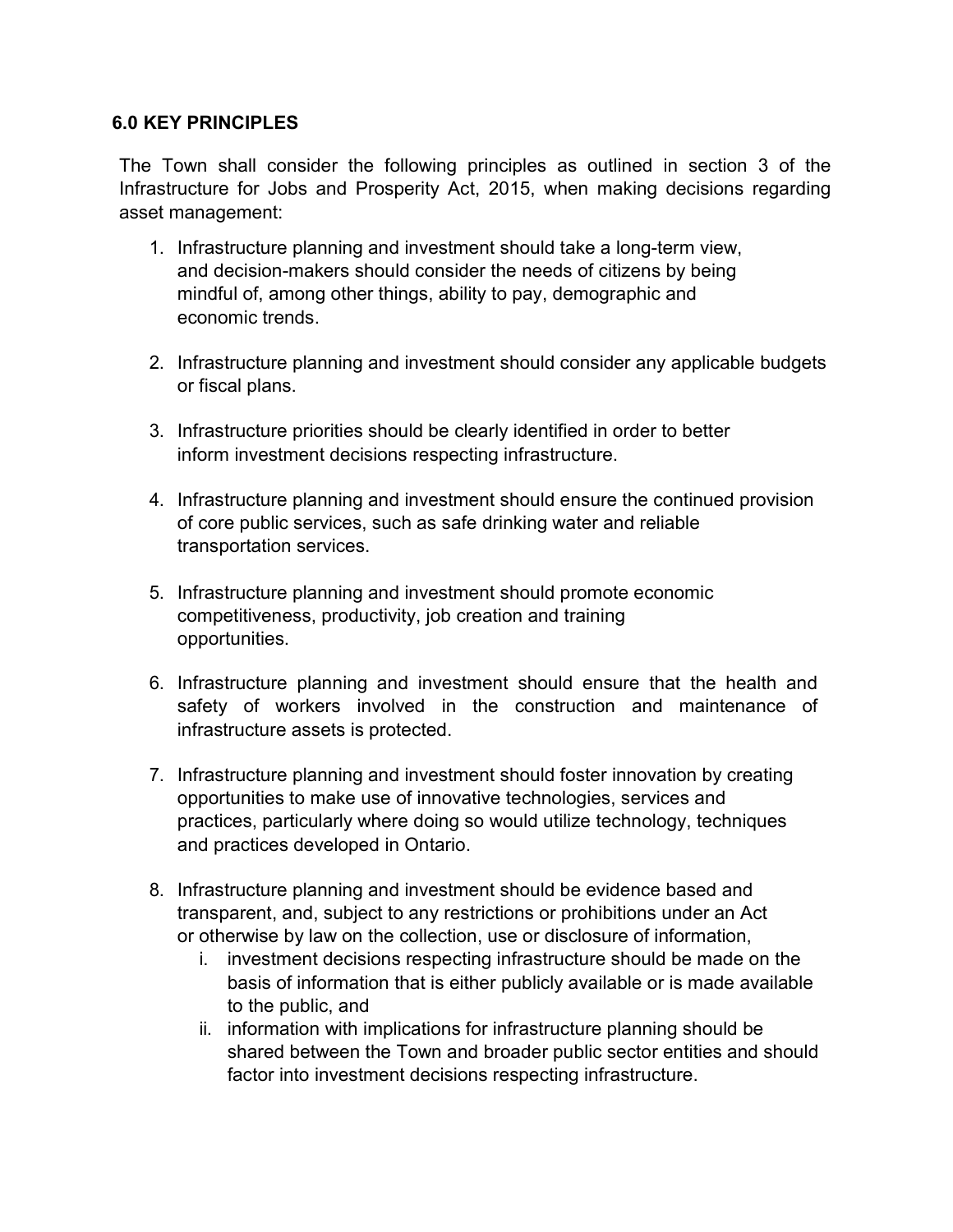## 6.0 KEY PRINCIPLES

The Town shall consider the following principles as outlined in section 3 of the Infrastructure for Jobs and Prosperity Act, 2015, when making decisions regarding asset management:

1. Infrastructure planning and investment should take a long-term view, and decision-makers should consider the needs of citizens by being mindful of, among other things, ability to pay, demographic and economic trends.
2. Infrastructure planning and investment should consider any applicable budgets or fiscal plans.
3. Infrastructure priorities should be clearly identified in order to better inform investment decisions respecting infrastructure.
4. Infrastructure planning and investment should ensure the continued provision of core public services, such as safe drinking water and reliable transportation services.
5. Infrastructure planning and investment should promote economic competitiveness, productivity, job creation and training opportunities.
6. Infrastructure planning and investment should ensure that the health and safety of workers involved in the construction and maintenance of infrastructure assets is protected.
7. Infrastructure planning and investment should foster innovation by creating opportunities to make use of innovative technologies, services and practices, particularly where doing so would utilize technology, techniques and practices developed in Ontario.
8. Infrastructure planning and investment should be evidence based and transparent, and, subject to any restrictions or prohibitions under an Act or otherwise by law on the collection, use or disclosure of information,
   i. investment decisions respecting infrastructure should be made on the basis of information that is either publicly available or is made available to the public, and
   ii. information with implications for infrastructure planning should be shared between the Town and broader public sector entities and should factor into investment decisions respecting infrastructure.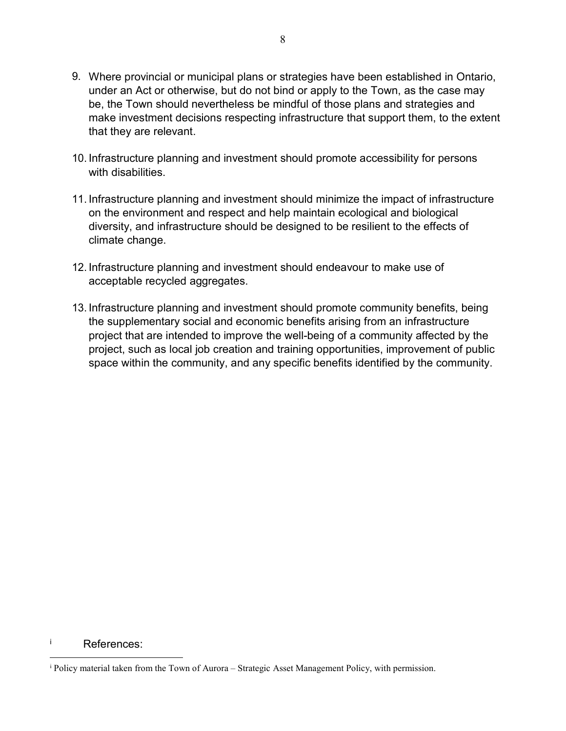9. Where provincial or municipal plans or strategies have been established in Ontario, under an Act or otherwise, but do not bind or apply to the Town, as the case may be, the Town should nevertheless be mindful of those plans and strategies and make investment decisions respecting infrastructure that support them, to the extent that they are relevant.

10. Infrastructure planning and investment should promote accessibility for persons with disabilities.

11. Infrastructure planning and investment should minimize the impact of infrastructure on the environment and respect and help maintain ecological and biological diversity, and infrastructure should be designed to be resilient to the effects of climate change.

12. Infrastructure planning and investment should endeavour to make use of acceptable recycled aggregates.

13. Infrastructure planning and investment should promote community benefits, being the supplementary social and economic benefits arising from an infrastructure project that are intended to improve the well-being of a community affected by the project, such as local job creation and training opportunities, improvement of public space within the community, and any specific benefits identified by the community.

[i] References:

---

[i] Policy material taken from the Town of Aurora – Strategic Asset Management Policy, with permission.